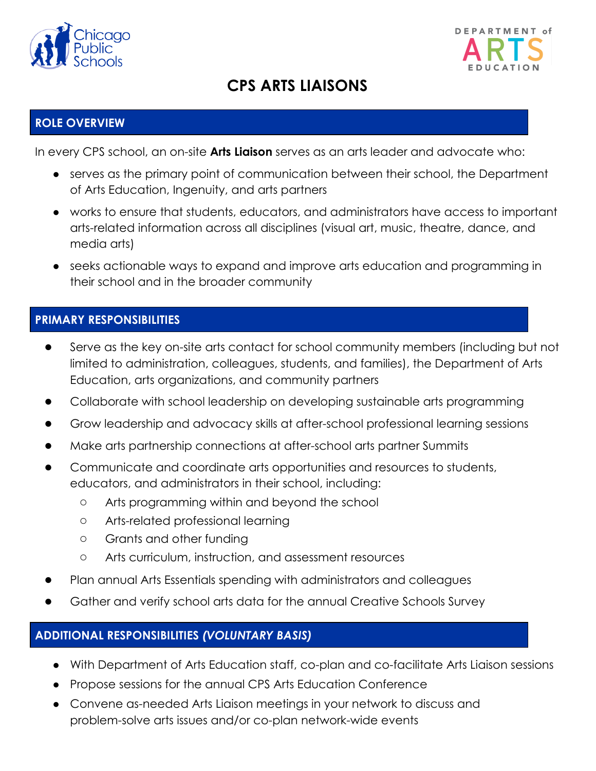# CPS ARTS LIAISONS

## ROLE OVERVIEW

In every CPS school, an on-site **Arts Liaison** serves as an arts leader and advocate who:

- serves as the primary point of communication between their school, the Department of Arts Education, Ingenuity, and arts partners
- works to ensure that students, educators, and administrators have access to important arts-related information across all disciplines (visual art, music, theatre, dance, and media arts)
- seeks actionable ways to expand and improve arts education and programming in their school and in the broader community

## PRIMARY RESPONSIBILITIES

- Serve as the key on-site arts contact for school community members (including but not limited to administration, colleagues, students, and families), the Department of Arts Education, arts organizations, and community partners
- Collaborate with school leadership on developing sustainable arts programming
- Grow leadership and advocacy skills at after-school professional learning sessions
- Make arts partnership connections at after-school arts partner Summits
- Communicate and coordinate arts opportunities and resources to students, educators, and administrators in their school, including:
  - Arts programming within and beyond the school
  - Arts-related professional learning
  - Grants and other funding
  - Arts curriculum, instruction, and assessment resources
- Plan annual Arts Essentials spending with administrators and colleagues
- Gather and verify school arts data for the annual Creative Schools Survey

## ADDITIONAL RESPONSIBILITIES *(VOLUNTARY BASIS)*

- With Department of Arts Education staff, co-plan and co-facilitate Arts Liaison sessions
- Propose sessions for the annual CPS Arts Education Conference
- Convene as-needed Arts Liaison meetings in your network to discuss and problem-solve arts issues and/or co-plan network-wide events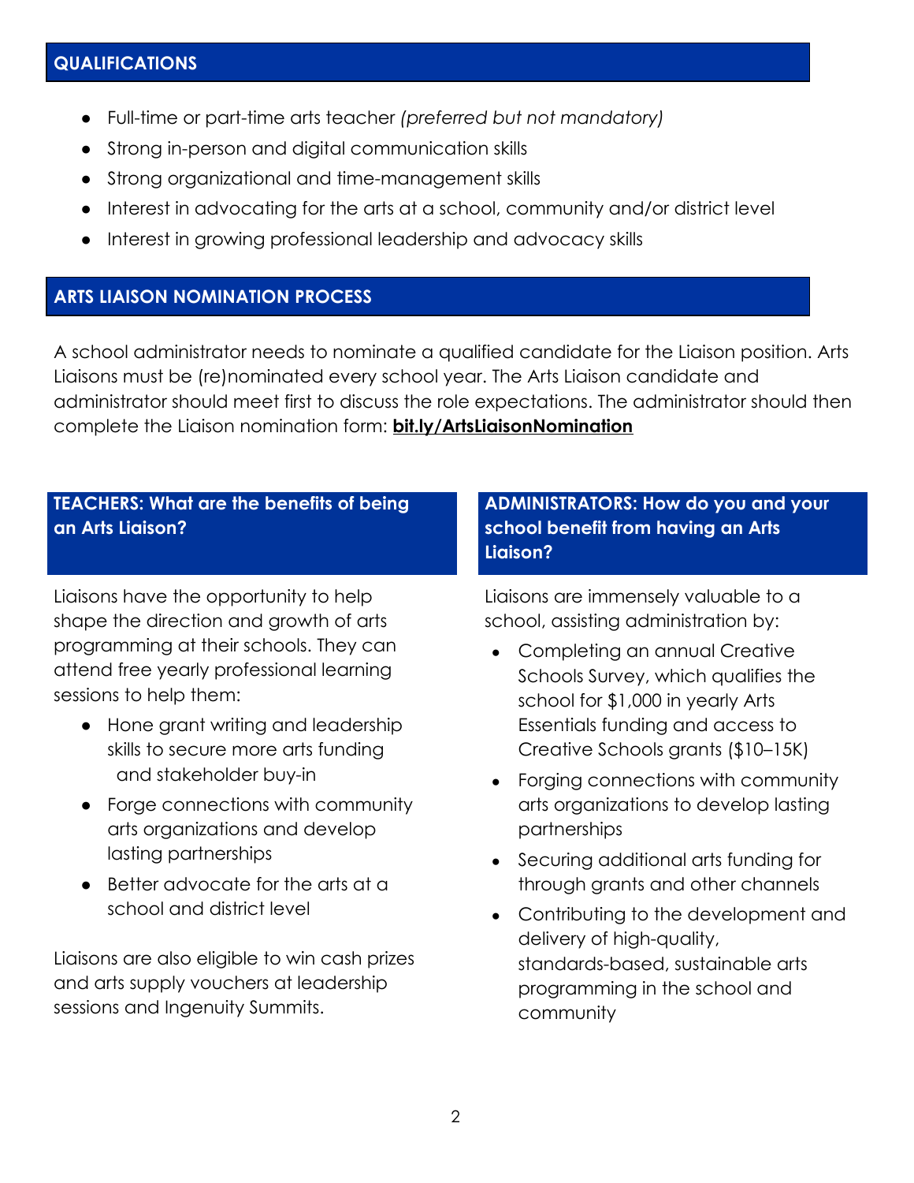## QUALIFICATIONS

- Full-time or part-time arts teacher *(preferred but not mandatory)*
- Strong in-person and digital communication skills
- Strong organizational and time-management skills
- Interest in advocating for the arts at a school, community and/or district level
- Interest in growing professional leadership and advocacy skills

## ARTS LIAISON NOMINATION PROCESS

A school administrator needs to nominate a qualified candidate for the Liaison position. Arts Liaisons must be (re)nominated every school year. The Arts Liaison candidate and administrator should meet first to discuss the role expectations. The administrator should then complete the Liaison nomination form: **bit.ly/ArtsLiaisonNomination**

## TEACHERS: What are the benefits of being an Arts Liaison?

Liaisons have the opportunity to help shape the direction and growth of arts programming at their schools. They can attend free yearly professional learning sessions to help them:

- Hone grant writing and leadership skills to secure more arts funding and stakeholder buy-in
- Forge connections with community arts organizations and develop lasting partnerships
- Better advocate for the arts at a school and district level

Liaisons are also eligible to win cash prizes and arts supply vouchers at leadership sessions and Ingenuity Summits.

## ADMINISTRATORS: How do you and your school benefit from having an Arts Liaison?

Liaisons are immensely valuable to a school, assisting administration by:

- Completing an annual Creative Schools Survey, which qualifies the school for $1,000 in yearly Arts Essentials funding and access to Creative Schools grants ($10–15K)
- Forging connections with community arts organizations to develop lasting partnerships
- Securing additional arts funding for through grants and other channels
- Contributing to the development and delivery of high-quality, standards-based, sustainable arts programming in the school and community